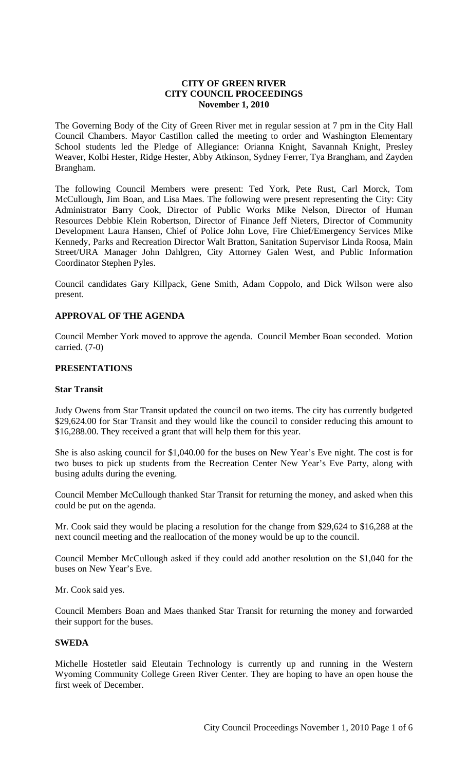# CITY OF GREEN RIVER
## CITY COUNCIL PROCEEDINGS
### November 1, 2010

The Governing Body of the City of Green River met in regular session at 7 pm in the City Hall Council Chambers. Mayor Castillon called the meeting to order and Washington Elementary School students led the Pledge of Allegiance: Orianna Knight, Savannah Knight, Presley Weaver, Kolbi Hester, Ridge Hester, Abby Atkinson, Sydney Ferrer, Tya Brangham, and Zayden Brangham.

The following Council Members were present: Ted York, Pete Rust, Carl Morck, Tom McCullough, Jim Boan, and Lisa Maes. The following were present representing the City: City Administrator Barry Cook, Director of Public Works Mike Nelson, Director of Human Resources Debbie Klein Robertson, Director of Finance Jeff Nieters, Director of Community Development Laura Hansen, Chief of Police John Love, Fire Chief/Emergency Services Mike Kennedy, Parks and Recreation Director Walt Bratton, Sanitation Supervisor Linda Roosa, Main Street/URA Manager John Dahlgren, City Attorney Galen West, and Public Information Coordinator Stephen Pyles.

Council candidates Gary Killpack, Gene Smith, Adam Coppolo, and Dick Wilson were also present.

## APPROVAL OF THE AGENDA

Council Member York moved to approve the agenda. Council Member Boan seconded. Motion carried. (7-0)

## PRESENTATIONS

### Star Transit

Judy Owens from Star Transit updated the council on two items. The city has currently budgeted $29,624.00 for Star Transit and they would like the council to consider reducing this amount to $16,288.00. They received a grant that will help them for this year.

She is also asking council for $1,040.00 for the buses on New Year's Eve night. The cost is for two buses to pick up students from the Recreation Center New Year's Eve Party, along with busing adults during the evening.

Council Member McCullough thanked Star Transit for returning the money, and asked when this could be put on the agenda.

Mr. Cook said they would be placing a resolution for the change from $29,624 to $16,288 at the next council meeting and the reallocation of the money would be up to the council.

Council Member McCullough asked if they could add another resolution on the $1,040 for the buses on New Year's Eve.

Mr. Cook said yes.

Council Members Boan and Maes thanked Star Transit for returning the money and forwarded their support for the buses.

### SWEDA

Michelle Hostetler said Eleutain Technology is currently up and running in the Western Wyoming Community College Green River Center. They are hoping to have an open house the first week of December.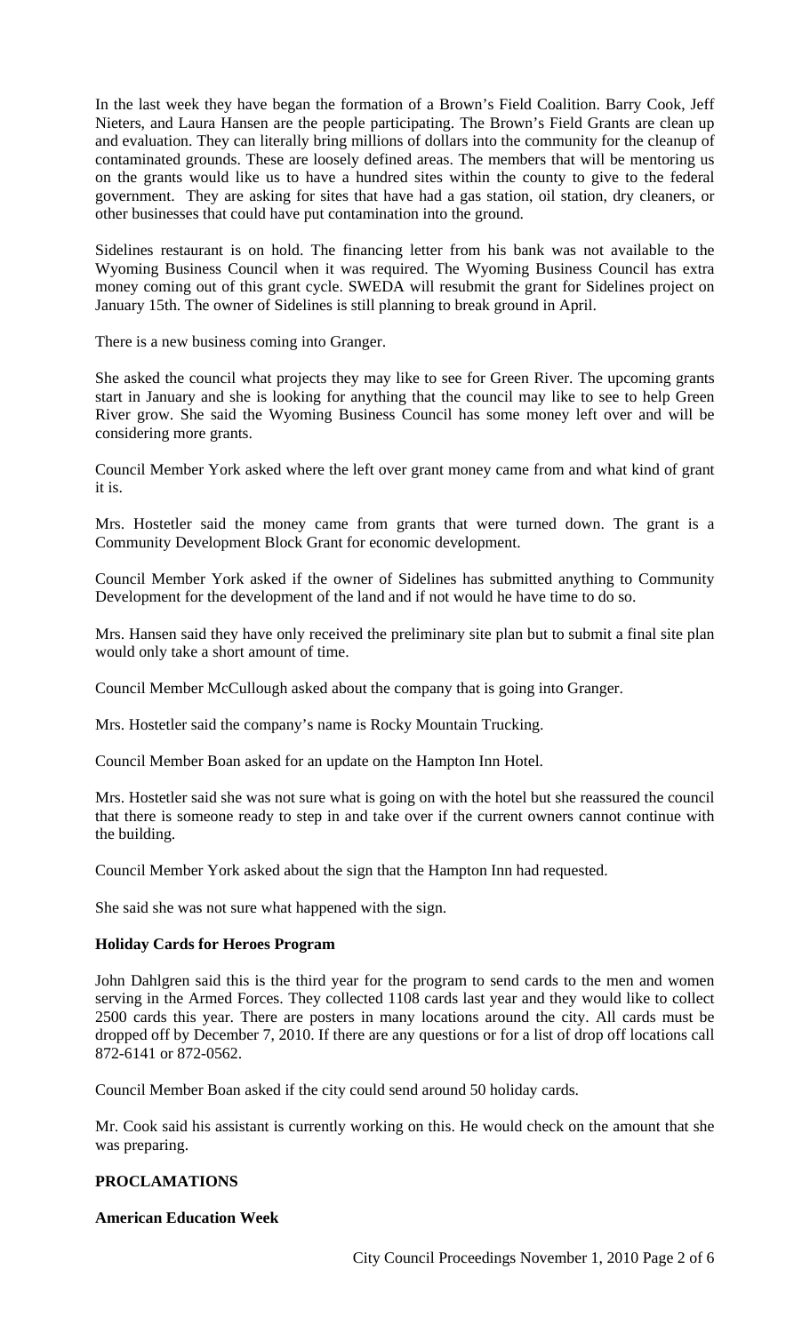In the last week they have began the formation of a Brown's Field Coalition. Barry Cook, Jeff Nieters, and Laura Hansen are the people participating. The Brown's Field Grants are clean up and evaluation. They can literally bring millions of dollars into the community for the cleanup of contaminated grounds. These are loosely defined areas. The members that will be mentoring us on the grants would like us to have a hundred sites within the county to give to the federal government. They are asking for sites that have had a gas station, oil station, dry cleaners, or other businesses that could have put contamination into the ground.

Sidelines restaurant is on hold. The financing letter from his bank was not available to the Wyoming Business Council when it was required. The Wyoming Business Council has extra money coming out of this grant cycle. SWEDA will resubmit the grant for Sidelines project on January 15th. The owner of Sidelines is still planning to break ground in April.

There is a new business coming into Granger.

She asked the council what projects they may like to see for Green River. The upcoming grants start in January and she is looking for anything that the council may like to see to help Green River grow. She said the Wyoming Business Council has some money left over and will be considering more grants.

Council Member York asked where the left over grant money came from and what kind of grant it is.

Mrs. Hostetler said the money came from grants that were turned down. The grant is a Community Development Block Grant for economic development.

Council Member York asked if the owner of Sidelines has submitted anything to Community Development for the development of the land and if not would he have time to do so.

Mrs. Hansen said they have only received the preliminary site plan but to submit a final site plan would only take a short amount of time.

Council Member McCullough asked about the company that is going into Granger.

Mrs. Hostetler said the company's name is Rocky Mountain Trucking.

Council Member Boan asked for an update on the Hampton Inn Hotel.

Mrs. Hostetler said she was not sure what is going on with the hotel but she reassured the council that there is someone ready to step in and take over if the current owners cannot continue with the building.

Council Member York asked about the sign that the Hampton Inn had requested.

She said she was not sure what happened with the sign.

**Holiday Cards for Heroes Program**

John Dahlgren said this is the third year for the program to send cards to the men and women serving in the Armed Forces. They collected 1108 cards last year and they would like to collect 2500 cards this year. There are posters in many locations around the city. All cards must be dropped off by December 7, 2010. If there are any questions or for a list of drop off locations call 872-6141 or 872-0562.

Council Member Boan asked if the city could send around 50 holiday cards.

Mr. Cook said his assistant is currently working on this. He would check on the amount that she was preparing.

**PROCLAMATIONS**

**American Education Week**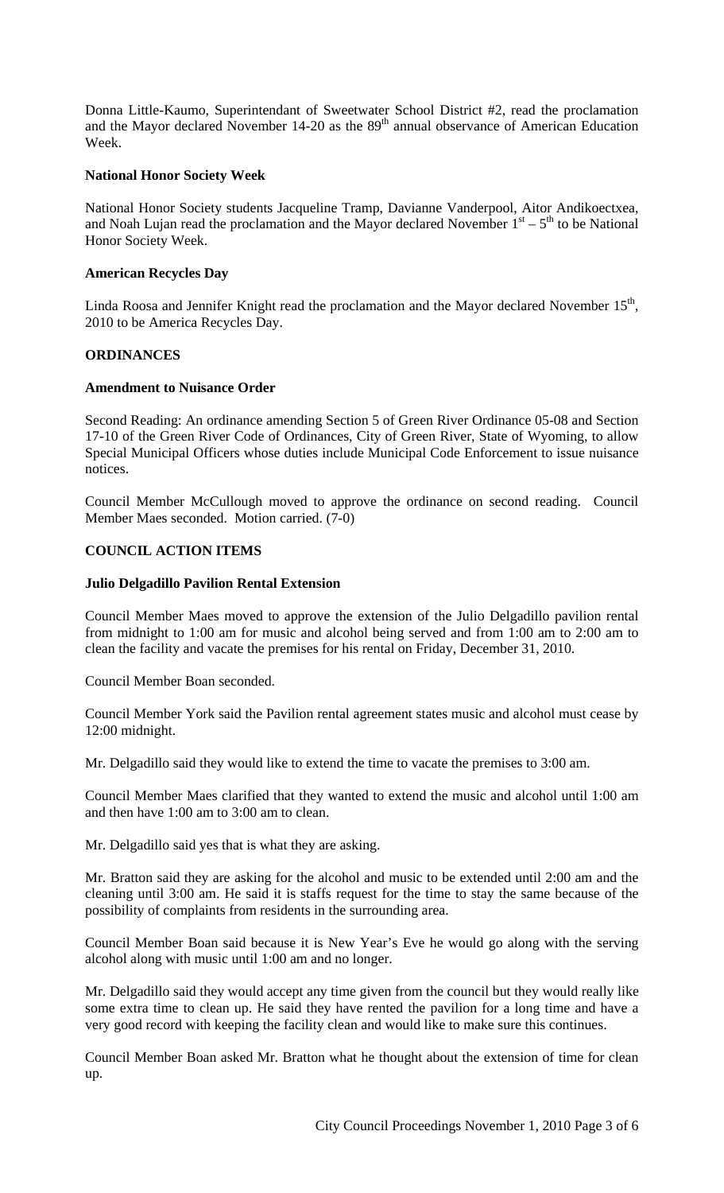Donna Little-Kaumo, Superintendant of Sweetwater School District #2, read the proclamation and the Mayor declared November 14-20 as the 89th annual observance of American Education Week.

**National Honor Society Week**

National Honor Society students Jacqueline Tramp, Davianne Vanderpool, Aitor Andikoectxea, and Noah Lujan read the proclamation and the Mayor declared November 1st – 5th to be National Honor Society Week.

**American Recycles Day**

Linda Roosa and Jennifer Knight read the proclamation and the Mayor declared November 15th, 2010 to be America Recycles Day.

**ORDINANCES**

**Amendment to Nuisance Order**

Second Reading: An ordinance amending Section 5 of Green River Ordinance 05-08 and Section 17-10 of the Green River Code of Ordinances, City of Green River, State of Wyoming, to allow Special Municipal Officers whose duties include Municipal Code Enforcement to issue nuisance notices.

Council Member McCullough moved to approve the ordinance on second reading. Council Member Maes seconded. Motion carried. (7-0)

**COUNCIL ACTION ITEMS**

**Julio Delgadillo Pavilion Rental Extension**

Council Member Maes moved to approve the extension of the Julio Delgadillo pavilion rental from midnight to 1:00 am for music and alcohol being served and from 1:00 am to 2:00 am to clean the facility and vacate the premises for his rental on Friday, December 31, 2010.

Council Member Boan seconded.

Council Member York said the Pavilion rental agreement states music and alcohol must cease by 12:00 midnight.

Mr. Delgadillo said they would like to extend the time to vacate the premises to 3:00 am.

Council Member Maes clarified that they wanted to extend the music and alcohol until 1:00 am and then have 1:00 am to 3:00 am to clean.

Mr. Delgadillo said yes that is what they are asking.

Mr. Bratton said they are asking for the alcohol and music to be extended until 2:00 am and the cleaning until 3:00 am. He said it is staffs request for the time to stay the same because of the possibility of complaints from residents in the surrounding area.

Council Member Boan said because it is New Year's Eve he would go along with the serving alcohol along with music until 1:00 am and no longer.

Mr. Delgadillo said they would accept any time given from the council but they would really like some extra time to clean up. He said they have rented the pavilion for a long time and have a very good record with keeping the facility clean and would like to make sure this continues.

Council Member Boan asked Mr. Bratton what he thought about the extension of time for clean up.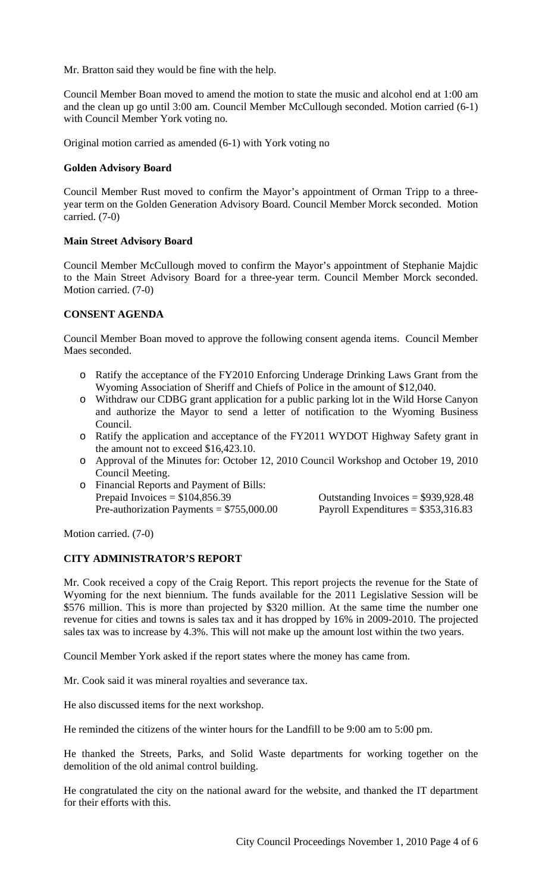Mr. Bratton said they would be fine with the help.

Council Member Boan moved to amend the motion to state the music and alcohol end at 1:00 am and the clean up go until 3:00 am. Council Member McCullough seconded. Motion carried (6-1) with Council Member York voting no.

Original motion carried as amended (6-1) with York voting no

**Golden Advisory Board**

Council Member Rust moved to confirm the Mayor's appointment of Orman Tripp to a three-year term on the Golden Generation Advisory Board. Council Member Morck seconded. Motion carried. (7-0)

**Main Street Advisory Board**

Council Member McCullough moved to confirm the Mayor's appointment of Stephanie Majdic to the Main Street Advisory Board for a three-year term. Council Member Morck seconded. Motion carried. (7-0)

**CONSENT AGENDA**

Council Member Boan moved to approve the following consent agenda items. Council Member Maes seconded.

- Ratify the acceptance of the FY2010 Enforcing Underage Drinking Laws Grant from the Wyoming Association of Sheriff and Chiefs of Police in the amount of $12,040.
- Withdraw our CDBG grant application for a public parking lot in the Wild Horse Canyon and authorize the Mayor to send a letter of notification to the Wyoming Business Council.
- Ratify the application and acceptance of the FY2011 WYDOT Highway Safety grant in the amount not to exceed $16,423.10.
- Approval of the Minutes for: October 12, 2010 Council Workshop and October 19, 2010 Council Meeting.
- Financial Reports and Payment of Bills:
  Prepaid Invoices = $104,856.39 Outstanding Invoices = $939,928.48
  Pre-authorization Payments = $755,000.00 Payroll Expenditures = $353,316.83

Motion carried. (7-0)

**CITY ADMINISTRATOR'S REPORT**

Mr. Cook received a copy of the Craig Report. This report projects the revenue for the State of Wyoming for the next biennium. The funds available for the 2011 Legislative Session will be $576 million. This is more than projected by $320 million. At the same time the number one revenue for cities and towns is sales tax and it has dropped by 16% in 2009-2010. The projected sales tax was to increase by 4.3%. This will not make up the amount lost within the two years.

Council Member York asked if the report states where the money has came from.

Mr. Cook said it was mineral royalties and severance tax.

He also discussed items for the next workshop.

He reminded the citizens of the winter hours for the Landfill to be 9:00 am to 5:00 pm.

He thanked the Streets, Parks, and Solid Waste departments for working together on the demolition of the old animal control building.

He congratulated the city on the national award for the website, and thanked the IT department for their efforts with this.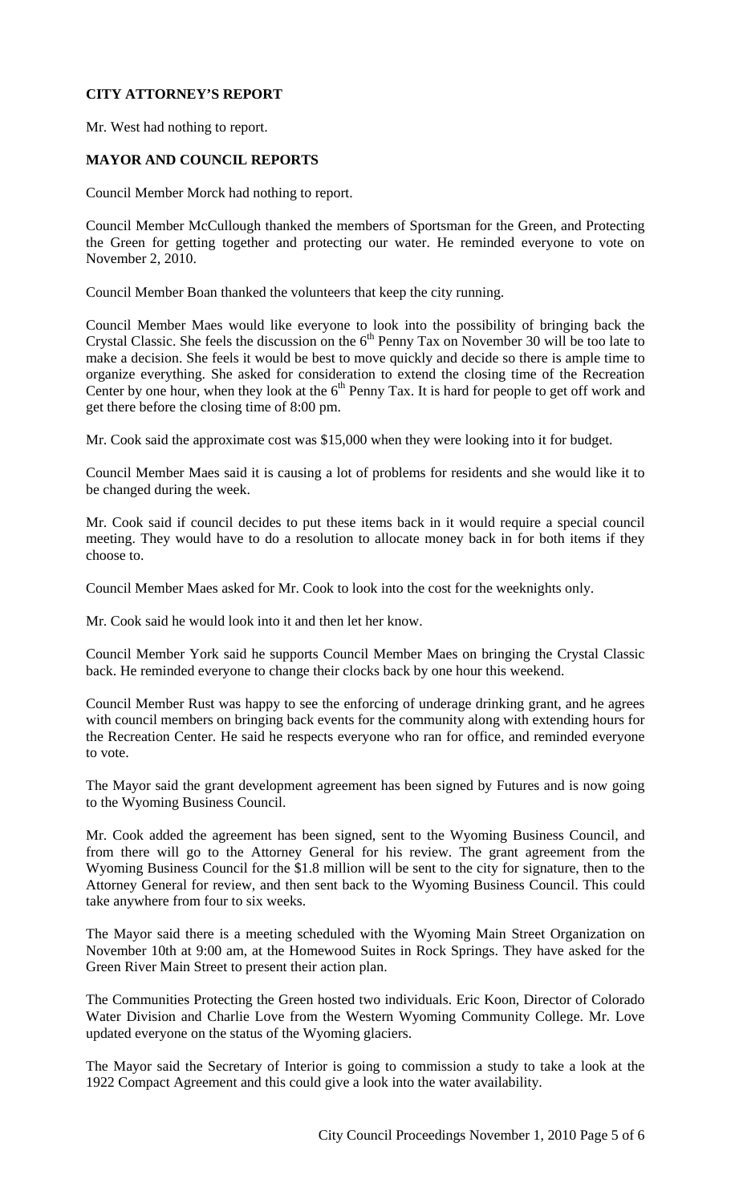## CITY ATTORNEY'S REPORT

Mr. West had nothing to report.

## MAYOR AND COUNCIL REPORTS

Council Member Morck had nothing to report.

Council Member McCullough thanked the members of Sportsman for the Green, and Protecting the Green for getting together and protecting our water. He reminded everyone to vote on November 2, 2010.

Council Member Boan thanked the volunteers that keep the city running.

Council Member Maes would like everyone to look into the possibility of bringing back the Crystal Classic. She feels the discussion on the 6th Penny Tax on November 30 will be too late to make a decision. She feels it would be best to move quickly and decide so there is ample time to organize everything. She asked for consideration to extend the closing time of the Recreation Center by one hour, when they look at the 6th Penny Tax. It is hard for people to get off work and get there before the closing time of 8:00 pm.

Mr. Cook said the approximate cost was $15,000 when they were looking into it for budget.

Council Member Maes said it is causing a lot of problems for residents and she would like it to be changed during the week.

Mr. Cook said if council decides to put these items back in it would require a special council meeting. They would have to do a resolution to allocate money back in for both items if they choose to.

Council Member Maes asked for Mr. Cook to look into the cost for the weeknights only.

Mr. Cook said he would look into it and then let her know.

Council Member York said he supports Council Member Maes on bringing the Crystal Classic back. He reminded everyone to change their clocks back by one hour this weekend.

Council Member Rust was happy to see the enforcing of underage drinking grant, and he agrees with council members on bringing back events for the community along with extending hours for the Recreation Center. He said he respects everyone who ran for office, and reminded everyone to vote.

The Mayor said the grant development agreement has been signed by Futures and is now going to the Wyoming Business Council.

Mr. Cook added the agreement has been signed, sent to the Wyoming Business Council, and from there will go to the Attorney General for his review. The grant agreement from the Wyoming Business Council for the $1.8 million will be sent to the city for signature, then to the Attorney General for review, and then sent back to the Wyoming Business Council. This could take anywhere from four to six weeks.

The Mayor said there is a meeting scheduled with the Wyoming Main Street Organization on November 10th at 9:00 am, at the Homewood Suites in Rock Springs. They have asked for the Green River Main Street to present their action plan.

The Communities Protecting the Green hosted two individuals. Eric Koon, Director of Colorado Water Division and Charlie Love from the Western Wyoming Community College. Mr. Love updated everyone on the status of the Wyoming glaciers.

The Mayor said the Secretary of Interior is going to commission a study to take a look at the 1922 Compact Agreement and this could give a look into the water availability.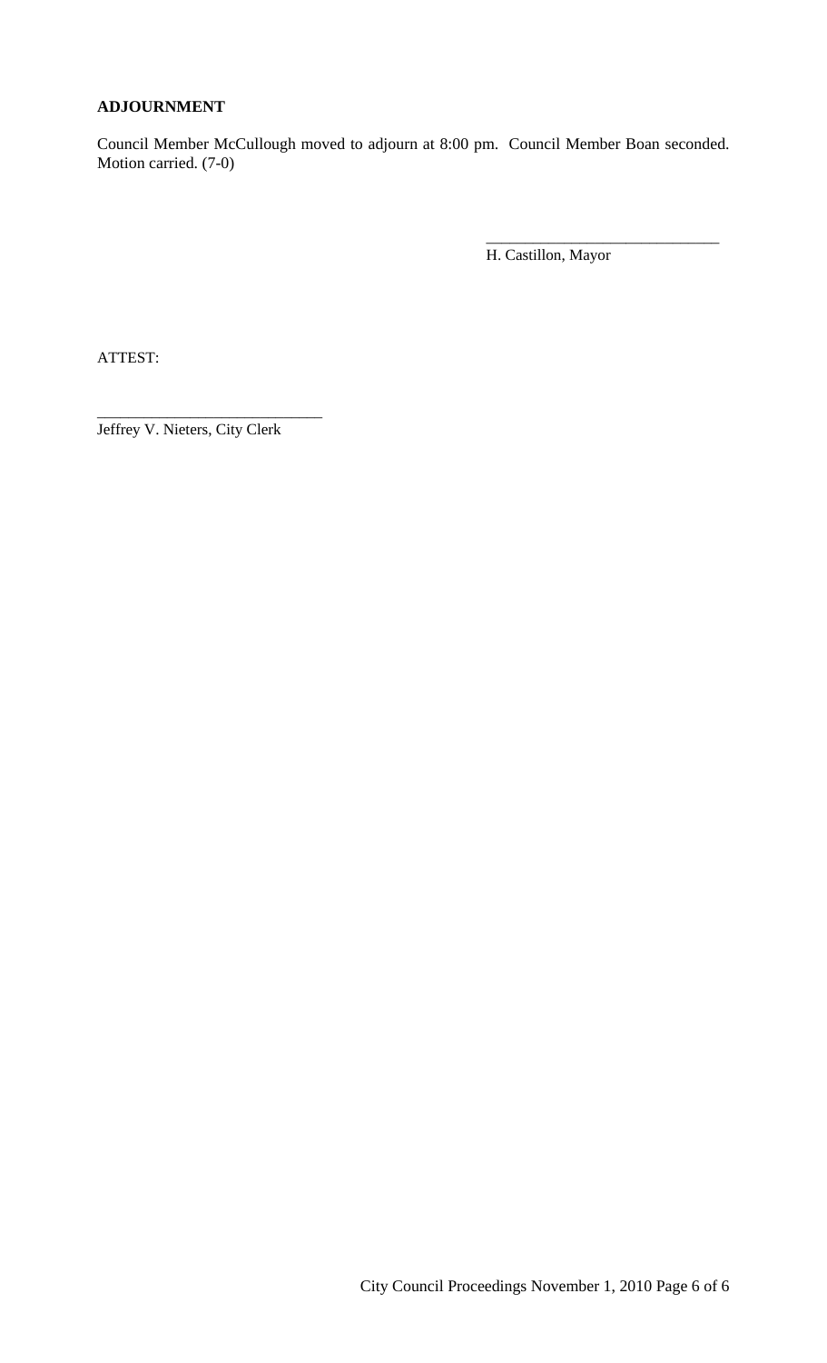**ADJOURNMENT**

Council Member McCullough moved to adjourn at 8:00 pm. Council Member Boan seconded. Motion carried. (7-0)

_____________________________
H. Castillon, Mayor

ATTEST:

_____________________________
Jeffrey V. Nieters, City Clerk